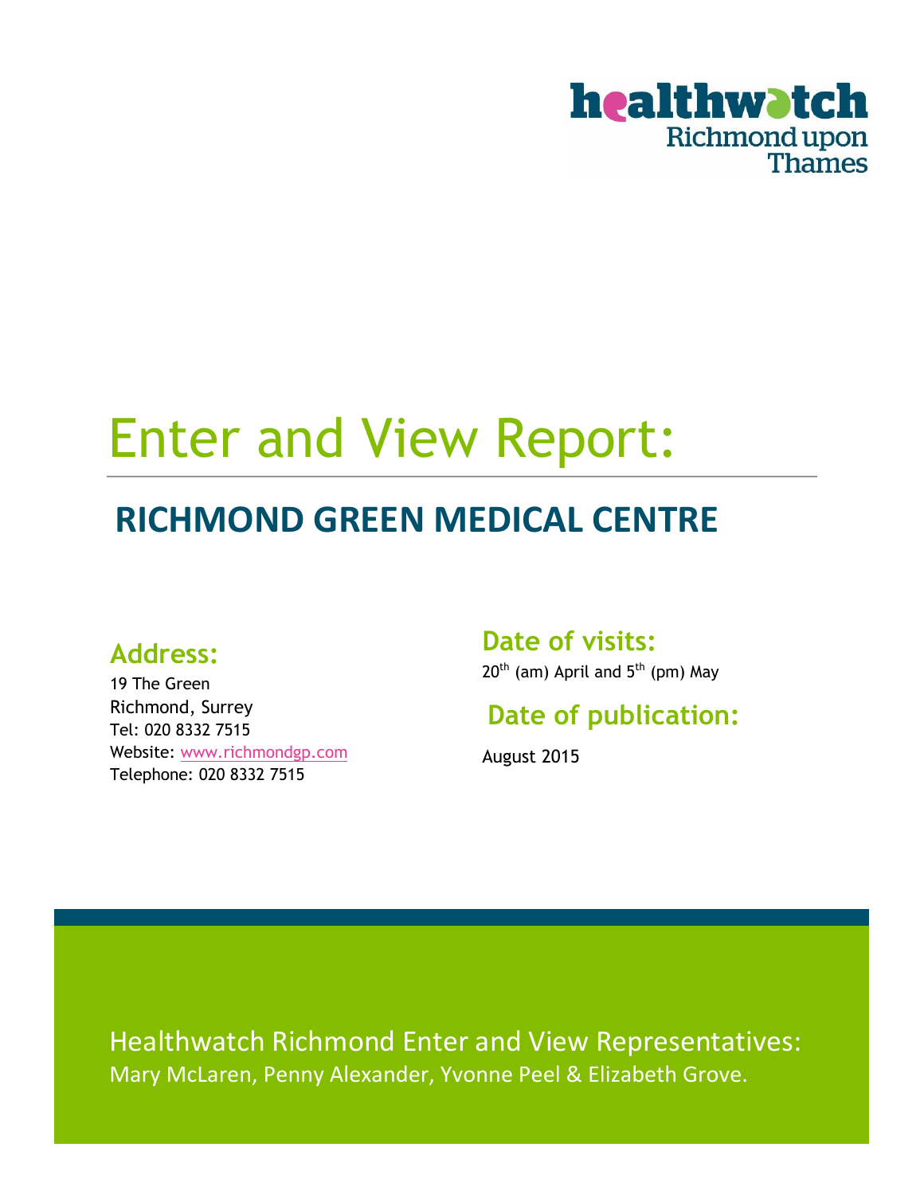healthwatch Richmond upon Thames

# Enter and View Report:

## RICHMOND GREEN MEDICAL CENTRE

### Address:

19 The Green
Richmond, Surrey
Tel: 020 8332 7515
Website: www.richmondgp.com
Telephone: 020 8332 7515

### Date of visits:

20th (am) April and 5th (pm) May

### Date of publication:

August 2015

Healthwatch Richmond Enter and View Representatives:
Mary McLaren, Penny Alexander, Yvonne Peel & Elizabeth Grove.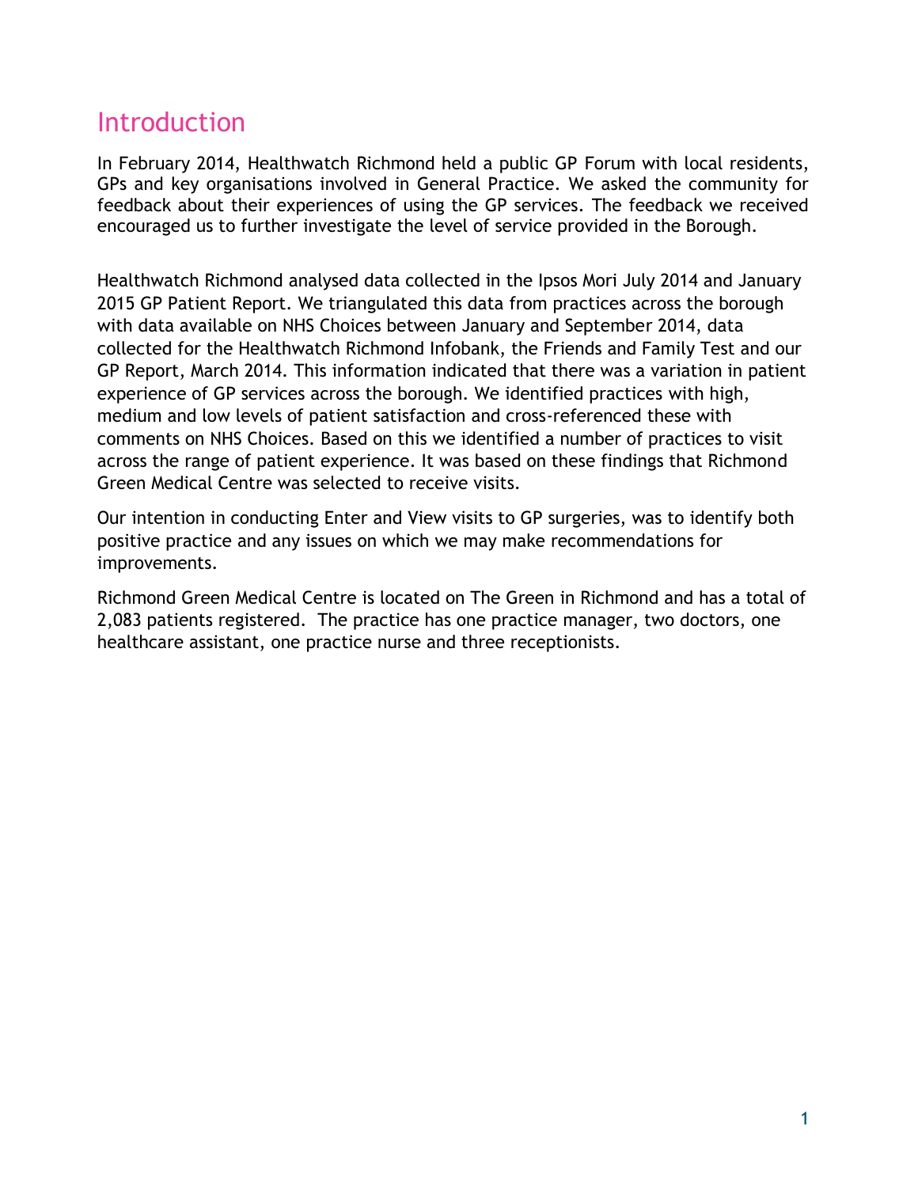# Introduction

In February 2014, Healthwatch Richmond held a public GP Forum with local residents, GPs and key organisations involved in General Practice. We asked the community for feedback about their experiences of using the GP services. The feedback we received encouraged us to further investigate the level of service provided in the Borough.

Healthwatch Richmond analysed data collected in the Ipsos Mori July 2014 and January 2015 GP Patient Report. We triangulated this data from practices across the borough with data available on NHS Choices between January and September 2014, data collected for the Healthwatch Richmond Infobank, the Friends and Family Test and our GP Report, March 2014. This information indicated that there was a variation in patient experience of GP services across the borough. We identified practices with high, medium and low levels of patient satisfaction and cross-referenced these with comments on NHS Choices. Based on this we identified a number of practices to visit across the range of patient experience. It was based on these findings that Richmond Green Medical Centre was selected to receive visits.

Our intention in conducting Enter and View visits to GP surgeries, was to identify both positive practice and any issues on which we may make recommendations for improvements.

Richmond Green Medical Centre is located on The Green in Richmond and has a total of 2,083 patients registered. The practice has one practice manager, two doctors, one healthcare assistant, one practice nurse and three receptionists.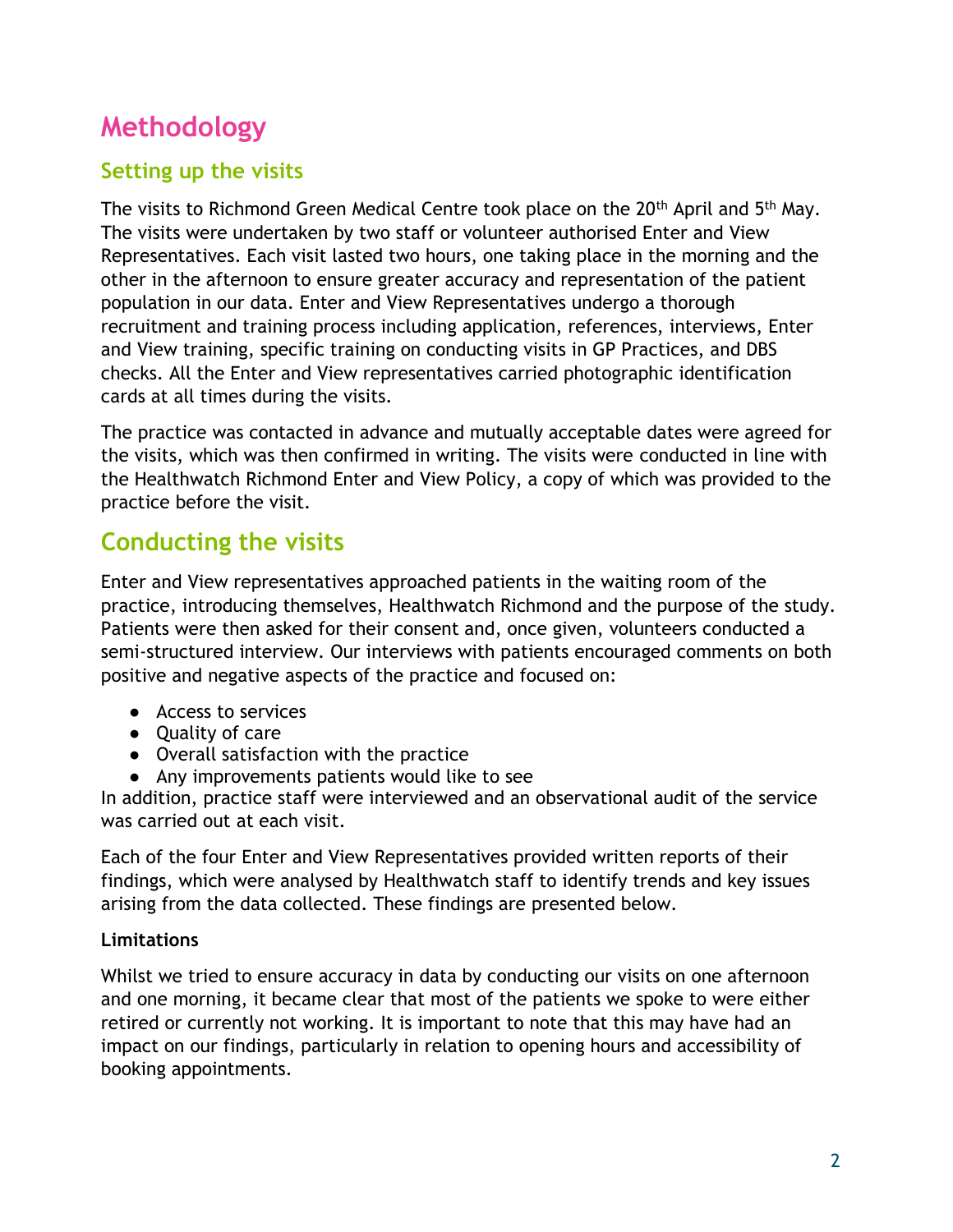# Methodology

## Setting up the visits

The visits to Richmond Green Medical Centre took place on the 20th April and 5th May. The visits were undertaken by two staff or volunteer authorised Enter and View Representatives. Each visit lasted two hours, one taking place in the morning and the other in the afternoon to ensure greater accuracy and representation of the patient population in our data. Enter and View Representatives undergo a thorough recruitment and training process including application, references, interviews, Enter and View training, specific training on conducting visits in GP Practices, and DBS checks. All the Enter and View representatives carried photographic identification cards at all times during the visits.

The practice was contacted in advance and mutually acceptable dates were agreed for the visits, which was then confirmed in writing. The visits were conducted in line with the Healthwatch Richmond Enter and View Policy, a copy of which was provided to the practice before the visit.

## Conducting the visits

Enter and View representatives approached patients in the waiting room of the practice, introducing themselves, Healthwatch Richmond and the purpose of the study. Patients were then asked for their consent and, once given, volunteers conducted a semi-structured interview. Our interviews with patients encouraged comments on both positive and negative aspects of the practice and focused on:

- Access to services
- Quality of care
- Overall satisfaction with the practice
- Any improvements patients would like to see

In addition, practice staff were interviewed and an observational audit of the service was carried out at each visit.

Each of the four Enter and View Representatives provided written reports of their findings, which were analysed by Healthwatch staff to identify trends and key issues arising from the data collected. These findings are presented below.

**Limitations**

Whilst we tried to ensure accuracy in data by conducting our visits on one afternoon and one morning, it became clear that most of the patients we spoke to were either retired or currently not working. It is important to note that this may have had an impact on our findings, particularly in relation to opening hours and accessibility of booking appointments.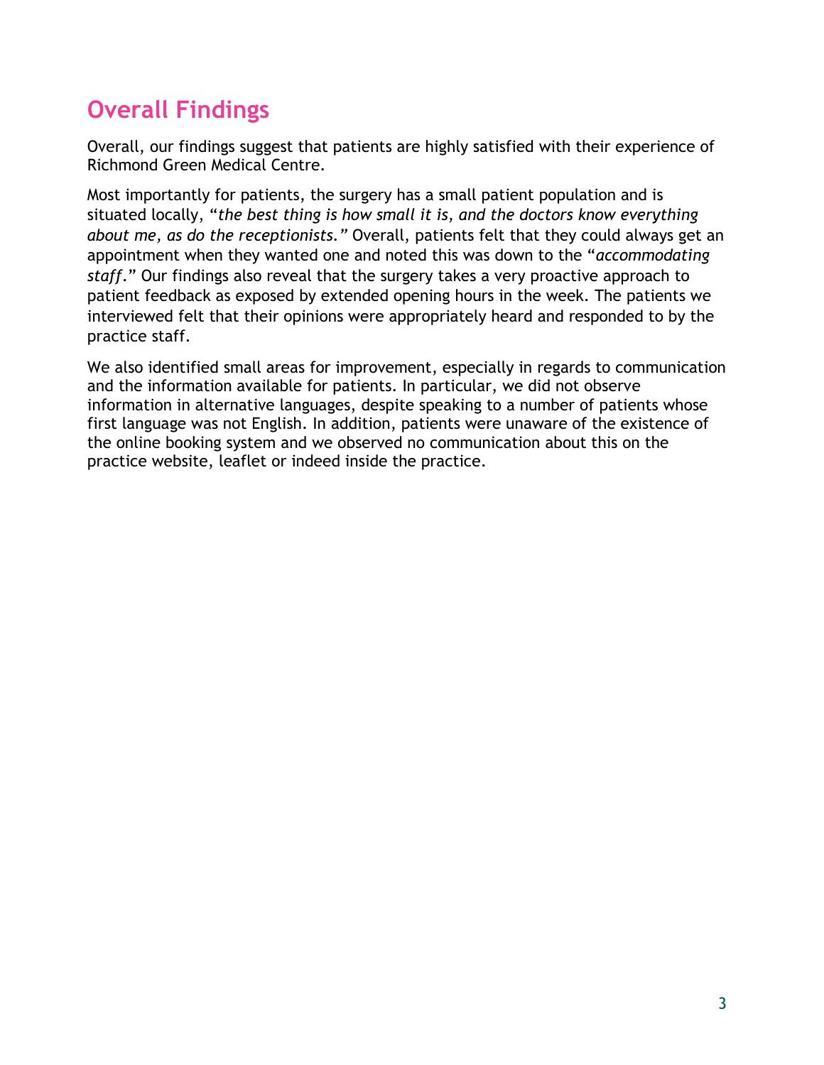## Overall Findings

Overall, our findings suggest that patients are highly satisfied with their experience of Richmond Green Medical Centre.

Most importantly for patients, the surgery has a small patient population and is situated locally, "*the best thing is how small it is, and the doctors know everything about me, as do the receptionists.*" Overall, patients felt that they could always get an appointment when they wanted one and noted this was down to the "*accommodating staff*." Our findings also reveal that the surgery takes a very proactive approach to patient feedback as exposed by extended opening hours in the week. The patients we interviewed felt that their opinions were appropriately heard and responded to by the practice staff.

We also identified small areas for improvement, especially in regards to communication and the information available for patients. In particular, we did not observe information in alternative languages, despite speaking to a number of patients whose first language was not English. In addition, patients were unaware of the existence of the online booking system and we observed no communication about this on the practice website, leaflet or indeed inside the practice.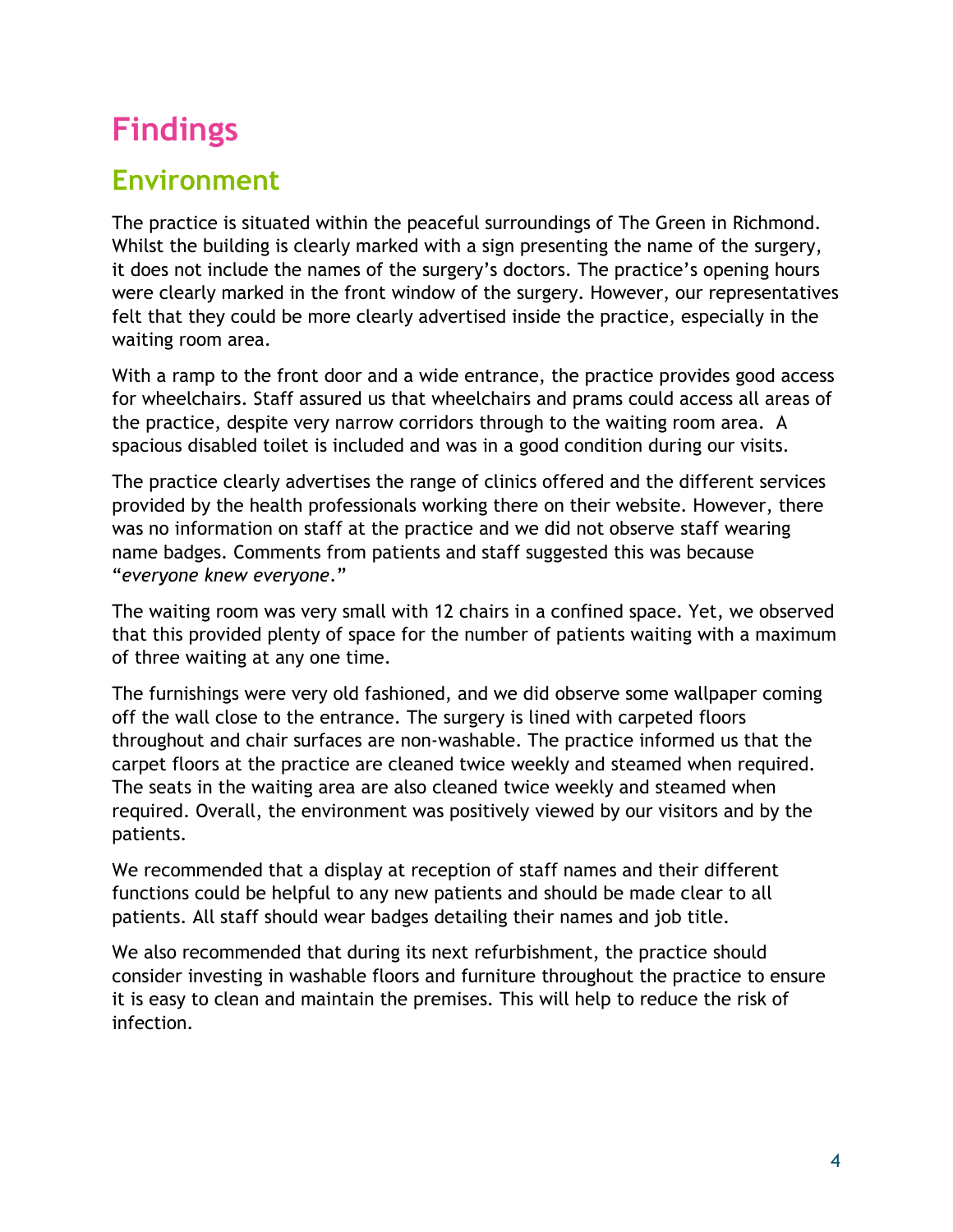# Findings

## Environment

The practice is situated within the peaceful surroundings of The Green in Richmond. Whilst the building is clearly marked with a sign presenting the name of the surgery, it does not include the names of the surgery's doctors. The practice's opening hours were clearly marked in the front window of the surgery. However, our representatives felt that they could be more clearly advertised inside the practice, especially in the waiting room area.

With a ramp to the front door and a wide entrance, the practice provides good access for wheelchairs. Staff assured us that wheelchairs and prams could access all areas of the practice, despite very narrow corridors through to the waiting room area. A spacious disabled toilet is included and was in a good condition during our visits.

The practice clearly advertises the range of clinics offered and the different services provided by the health professionals working there on their website. However, there was no information on staff at the practice and we did not observe staff wearing name badges. Comments from patients and staff suggested this was because "*everyone knew everyone*."

The waiting room was very small with 12 chairs in a confined space. Yet, we observed that this provided plenty of space for the number of patients waiting with a maximum of three waiting at any one time.

The furnishings were very old fashioned, and we did observe some wallpaper coming off the wall close to the entrance. The surgery is lined with carpeted floors throughout and chair surfaces are non-washable. The practice informed us that the carpet floors at the practice are cleaned twice weekly and steamed when required. The seats in the waiting area are also cleaned twice weekly and steamed when required. Overall, the environment was positively viewed by our visitors and by the patients.

We recommended that a display at reception of staff names and their different functions could be helpful to any new patients and should be made clear to all patients. All staff should wear badges detailing their names and job title.

We also recommended that during its next refurbishment, the practice should consider investing in washable floors and furniture throughout the practice to ensure it is easy to clean and maintain the premises. This will help to reduce the risk of infection.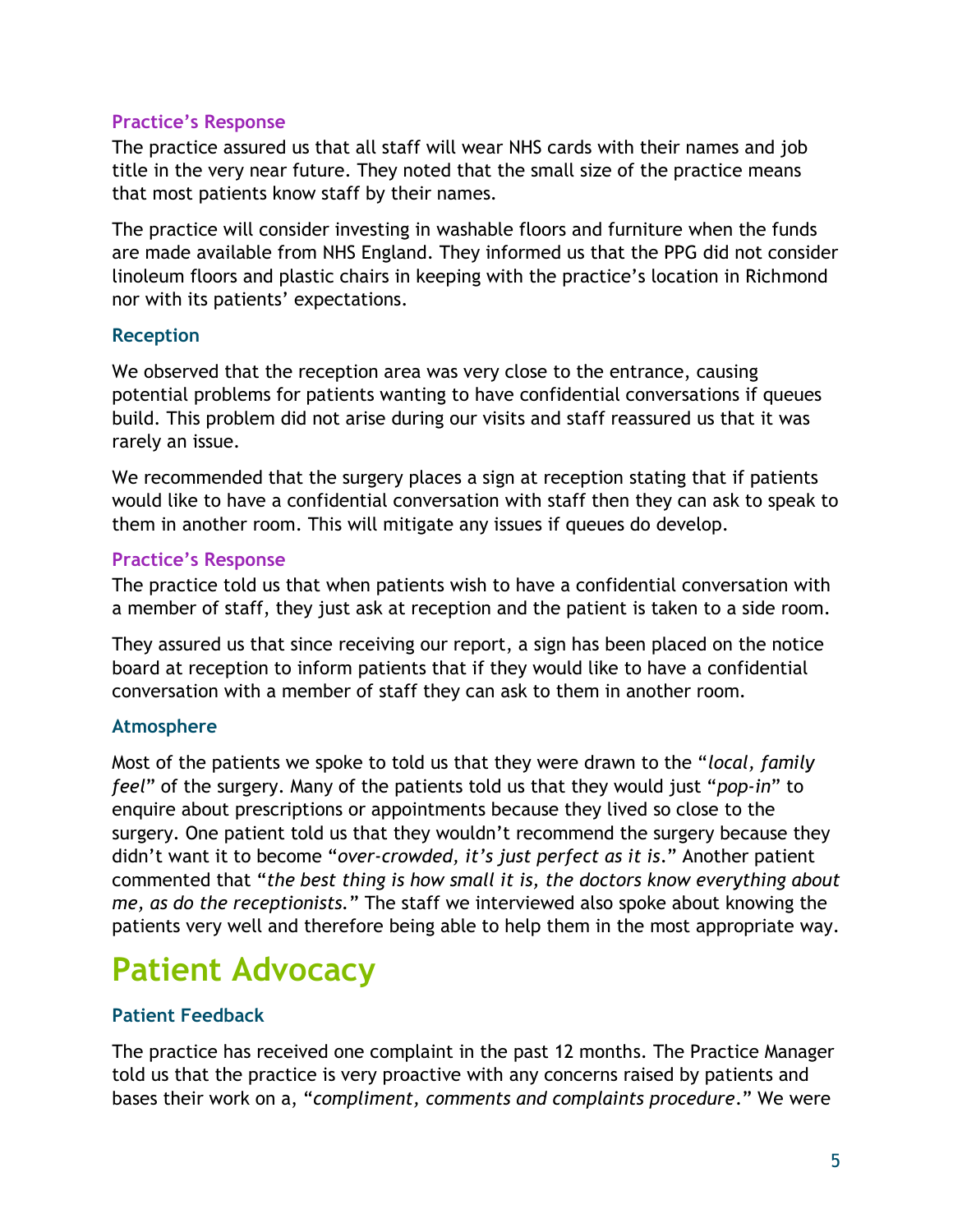### Practice's Response

The practice assured us that all staff will wear NHS cards with their names and job title in the very near future. They noted that the small size of the practice means that most patients know staff by their names.

The practice will consider investing in washable floors and furniture when the funds are made available from NHS England. They informed us that the PPG did not consider linoleum floors and plastic chairs in keeping with the practice's location in Richmond nor with its patients' expectations.

### Reception

We observed that the reception area was very close to the entrance, causing potential problems for patients wanting to have confidential conversations if queues build. This problem did not arise during our visits and staff reassured us that it was rarely an issue.

We recommended that the surgery places a sign at reception stating that if patients would like to have a confidential conversation with staff then they can ask to speak to them in another room. This will mitigate any issues if queues do develop.

### Practice's Response

The practice told us that when patients wish to have a confidential conversation with a member of staff, they just ask at reception and the patient is taken to a side room.

They assured us that since receiving our report, a sign has been placed on the notice board at reception to inform patients that if they would like to have a confidential conversation with a member of staff they can ask to them in another room.

### Atmosphere

Most of the patients we spoke to told us that they were drawn to the "*local, family feel*" of the surgery. Many of the patients told us that they would just "*pop-in*" to enquire about prescriptions or appointments because they lived so close to the surgery. One patient told us that they wouldn't recommend the surgery because they didn't want it to become "*over-crowded, it's just perfect as it is*." Another patient commented that "*the best thing is how small it is, the doctors know everything about me, as do the receptionists.*" The staff we interviewed also spoke about knowing the patients very well and therefore being able to help them in the most appropriate way.

# Patient Advocacy

### Patient Feedback

The practice has received one complaint in the past 12 months. The Practice Manager told us that the practice is very proactive with any concerns raised by patients and bases their work on a, "*compliment, comments and complaints procedure*." We were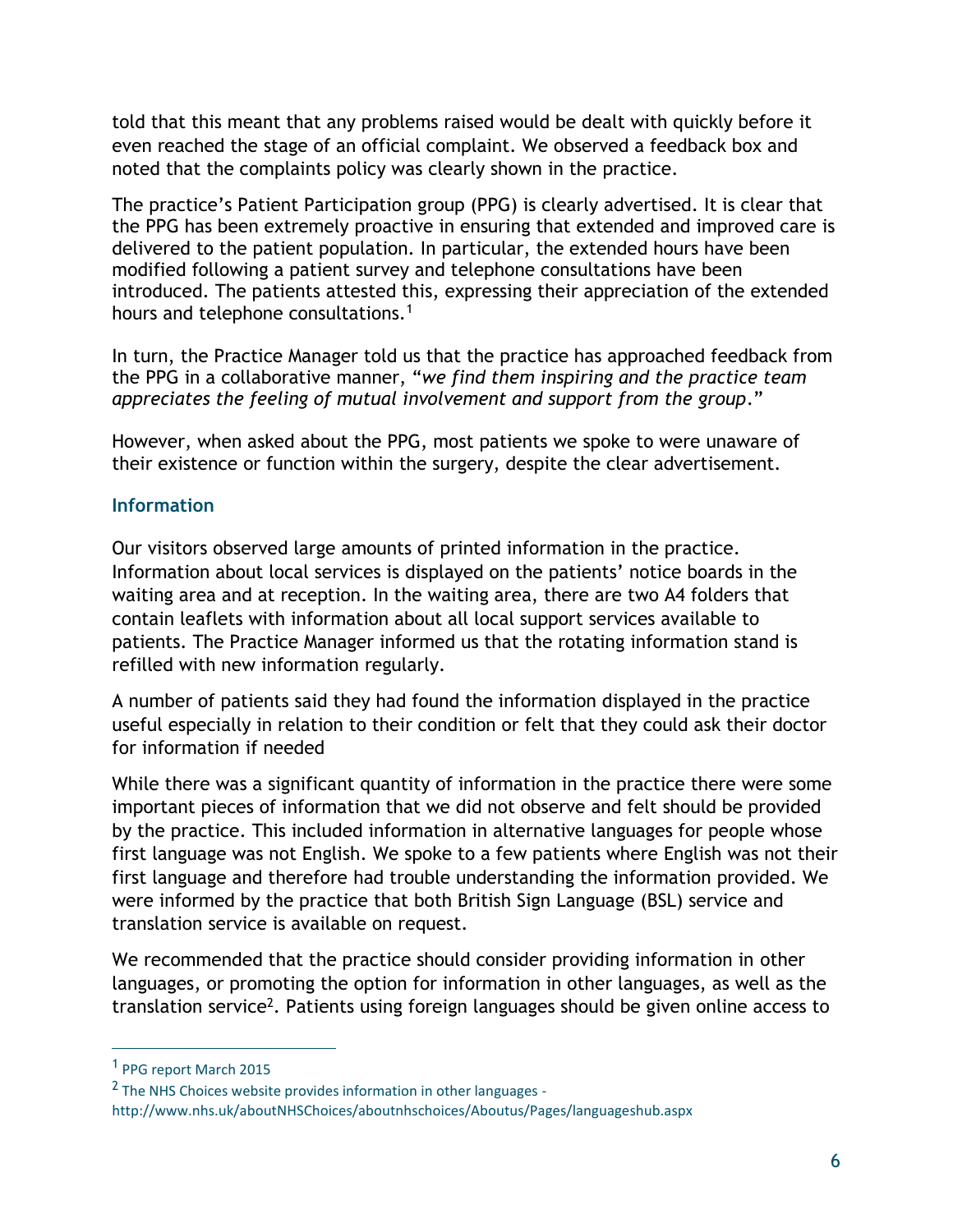told that this meant that any problems raised would be dealt with quickly before it even reached the stage of an official complaint. We observed a feedback box and noted that the complaints policy was clearly shown in the practice.

The practice's Patient Participation group (PPG) is clearly advertised. It is clear that the PPG has been extremely proactive in ensuring that extended and improved care is delivered to the patient population. In particular, the extended hours have been modified following a patient survey and telephone consultations have been introduced. The patients attested this, expressing their appreciation of the extended hours and telephone consultations.[1]

In turn, the Practice Manager told us that the practice has approached feedback from the PPG in a collaborative manner, "*we find them inspiring and the practice team appreciates the feeling of mutual involvement and support from the group*."

However, when asked about the PPG, most patients we spoke to were unaware of their existence or function within the surgery, despite the clear advertisement.

### Information

Our visitors observed large amounts of printed information in the practice. Information about local services is displayed on the patients' notice boards in the waiting area and at reception. In the waiting area, there are two A4 folders that contain leaflets with information about all local support services available to patients. The Practice Manager informed us that the rotating information stand is refilled with new information regularly.

A number of patients said they had found the information displayed in the practice useful especially in relation to their condition or felt that they could ask their doctor for information if needed

While there was a significant quantity of information in the practice there were some important pieces of information that we did not observe and felt should be provided by the practice. This included information in alternative languages for people whose first language was not English. We spoke to a few patients where English was not their first language and therefore had trouble understanding the information provided. We were informed by the practice that both British Sign Language (BSL) service and translation service is available on request.

We recommended that the practice should consider providing information in other languages, or promoting the option for information in other languages, as well as the translation service[2]. Patients using foreign languages should be given online access to

---

[1] PPG report March 2015

[2] The NHS Choices website provides information in other languages - http://www.nhs.uk/aboutNHSChoices/aboutnhschoices/Aboutus/Pages/languageshub.aspx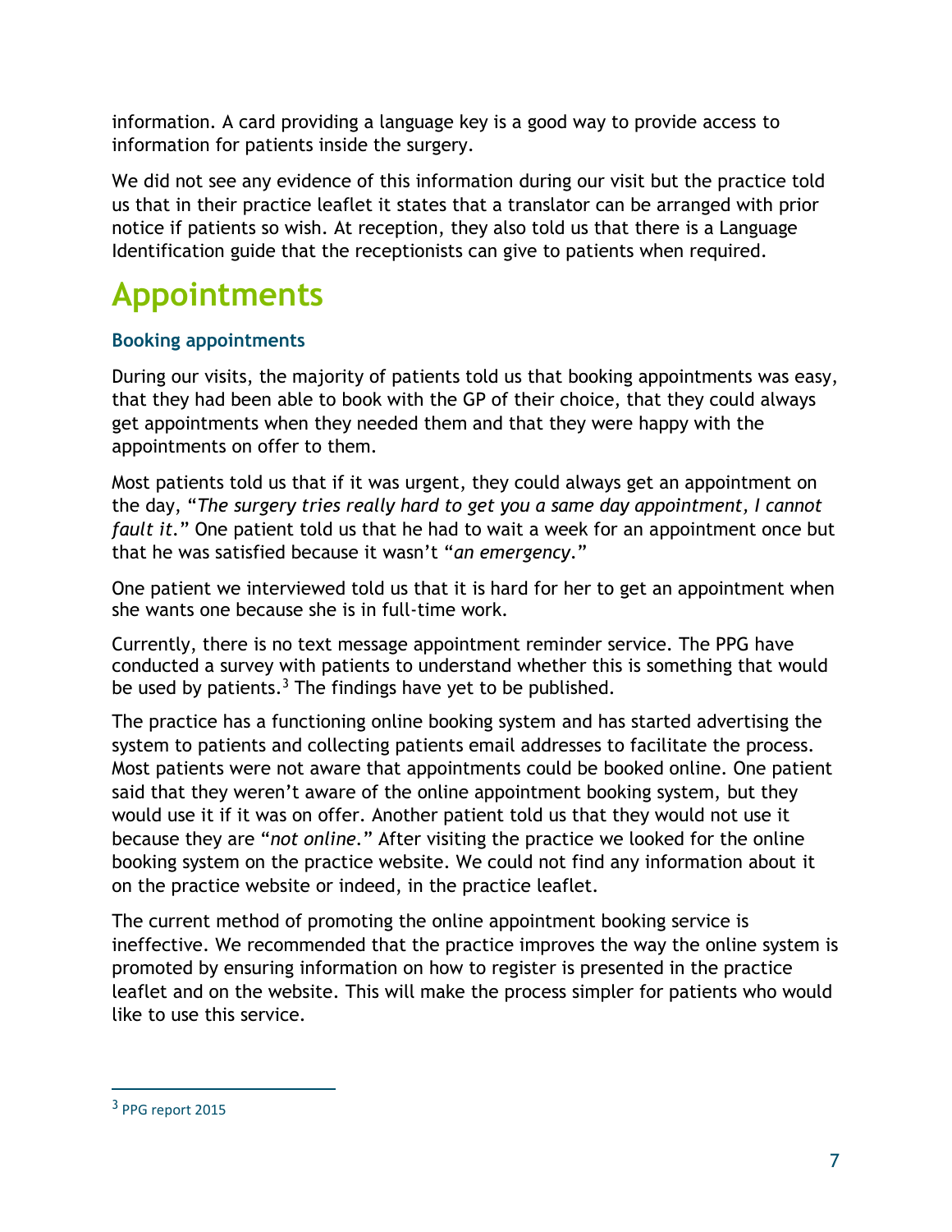information. A card providing a language key is a good way to provide access to information for patients inside the surgery.

We did not see any evidence of this information during our visit but the practice told us that in their practice leaflet it states that a translator can be arranged with prior notice if patients so wish. At reception, they also told us that there is a Language Identification guide that the receptionists can give to patients when required.

# Appointments

### Booking appointments

During our visits, the majority of patients told us that booking appointments was easy, that they had been able to book with the GP of their choice, that they could always get appointments when they needed them and that they were happy with the appointments on offer to them.

Most patients told us that if it was urgent, they could always get an appointment on the day, "*The surgery tries really hard to get you a same day appointment, I cannot fault it*." One patient told us that he had to wait a week for an appointment once but that he was satisfied because it wasn't "*an emergency*."

One patient we interviewed told us that it is hard for her to get an appointment when she wants one because she is in full-time work.

Currently, there is no text message appointment reminder service. The PPG have conducted a survey with patients to understand whether this is something that would be used by patients.[3] The findings have yet to be published.

The practice has a functioning online booking system and has started advertising the system to patients and collecting patients email addresses to facilitate the process. Most patients were not aware that appointments could be booked online. One patient said that they weren't aware of the online appointment booking system, but they would use it if it was on offer. Another patient told us that they would not use it because they are "*not online*." After visiting the practice we looked for the online booking system on the practice website. We could not find any information about it on the practice website or indeed, in the practice leaflet.

The current method of promoting the online appointment booking service is ineffective. We recommended that the practice improves the way the online system is promoted by ensuring information on how to register is presented in the practice leaflet and on the website. This will make the process simpler for patients who would like to use this service.

[3] PPG report 2015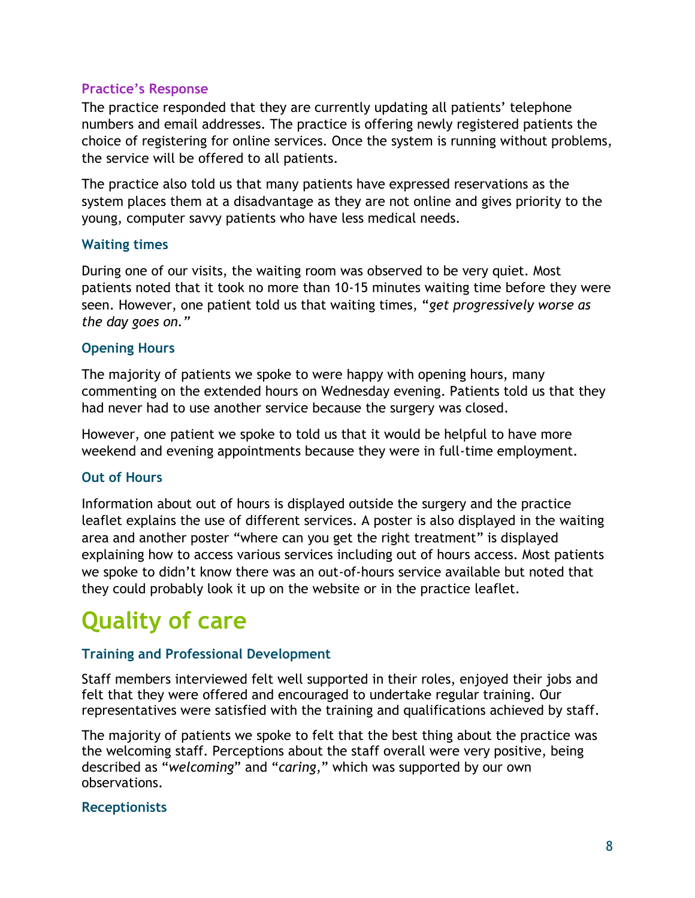### Practice's Response

The practice responded that they are currently updating all patients' telephone numbers and email addresses. The practice is offering newly registered patients the choice of registering for online services. Once the system is running without problems, the service will be offered to all patients.

The practice also told us that many patients have expressed reservations as the system places them at a disadvantage as they are not online and gives priority to the young, computer savvy patients who have less medical needs.

### Waiting times

During one of our visits, the waiting room was observed to be very quiet. Most patients noted that it took no more than 10-15 minutes waiting time before they were seen. However, one patient told us that waiting times, "*get progressively worse as the day goes on.*"

### Opening Hours

The majority of patients we spoke to were happy with opening hours, many commenting on the extended hours on Wednesday evening. Patients told us that they had never had to use another service because the surgery was closed.

However, one patient we spoke to told us that it would be helpful to have more weekend and evening appointments because they were in full-time employment.

### Out of Hours

Information about out of hours is displayed outside the surgery and the practice leaflet explains the use of different services. A poster is also displayed in the waiting area and another poster "where can you get the right treatment" is displayed explaining how to access various services including out of hours access. Most patients we spoke to didn't know there was an out-of-hours service available but noted that they could probably look it up on the website or in the practice leaflet.

## Quality of care

### Training and Professional Development

Staff members interviewed felt well supported in their roles, enjoyed their jobs and felt that they were offered and encouraged to undertake regular training. Our representatives were satisfied with the training and qualifications achieved by staff.

The majority of patients we spoke to felt that the best thing about the practice was the welcoming staff. Perceptions about the staff overall were very positive, being described as "*welcoming*" and "*caring*," which was supported by our own observations.

### Receptionists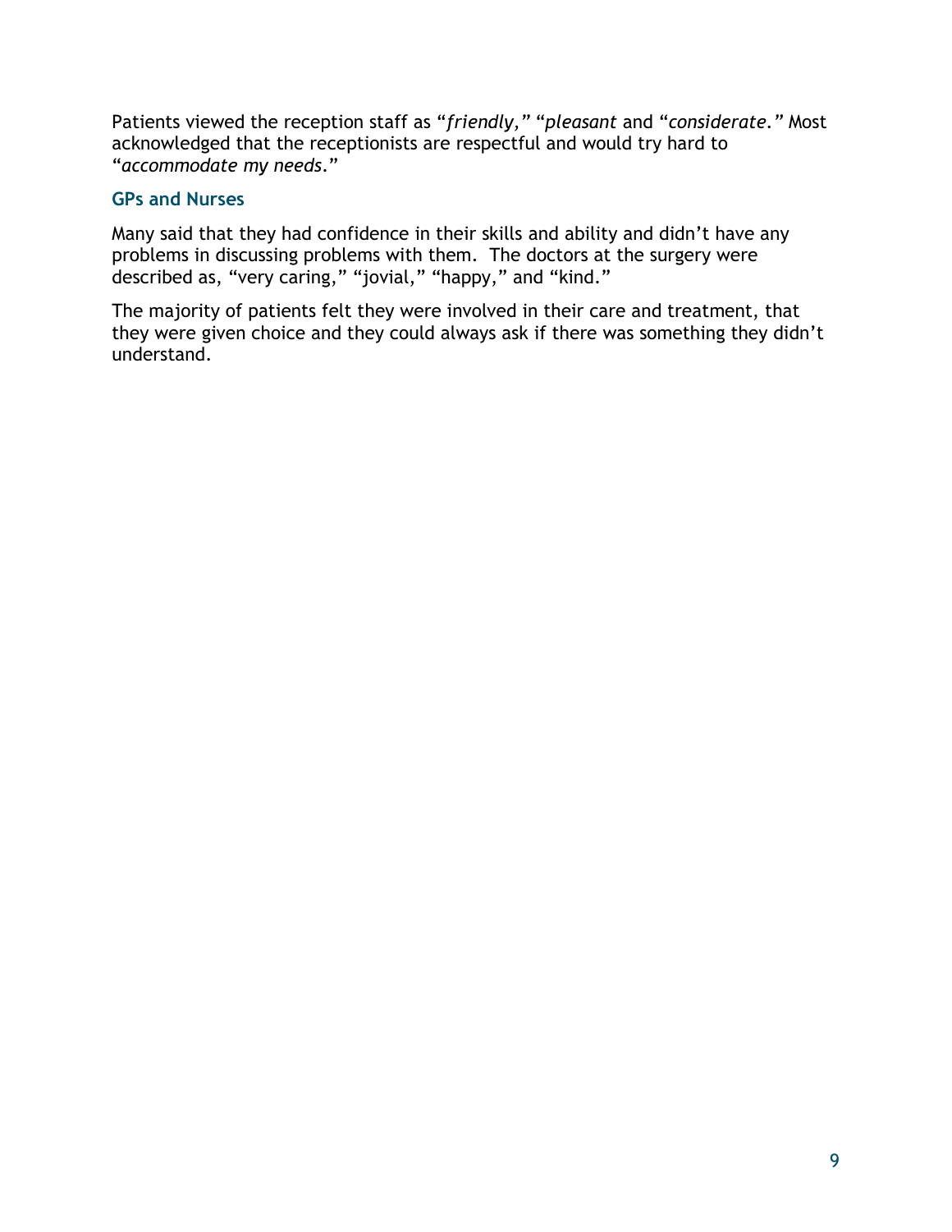Patients viewed the reception staff as "*friendly,*" "*pleasant* and "*considerate.*" Most acknowledged that the receptionists are respectful and would try hard to "*accommodate my needs*."

### GPs and Nurses

Many said that they had confidence in their skills and ability and didn't have any problems in discussing problems with them.  The doctors at the surgery were described as, "very caring," "jovial," "happy," and "kind."

The majority of patients felt they were involved in their care and treatment, that they were given choice and they could always ask if there was something they didn't understand.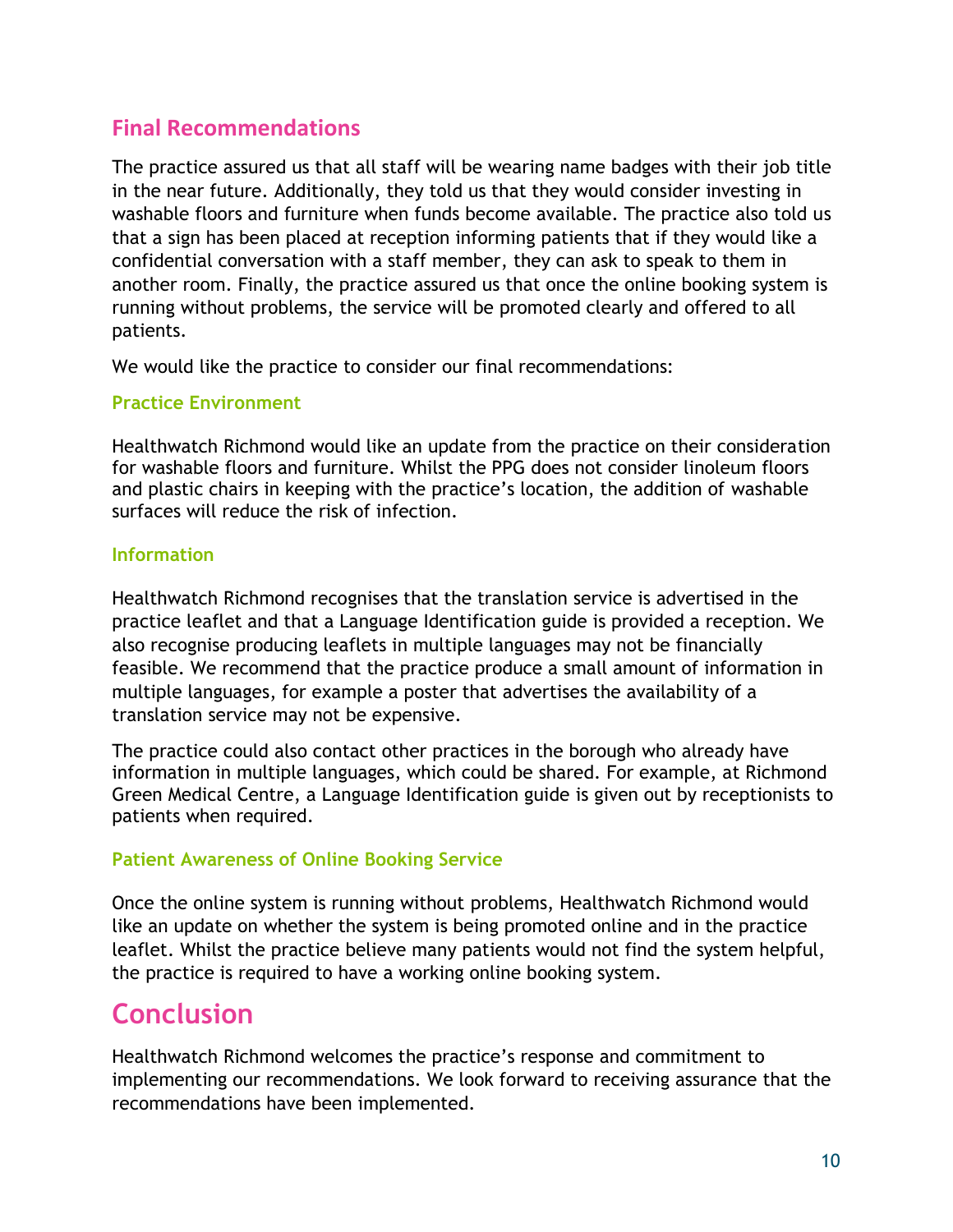## Final Recommendations

The practice assured us that all staff will be wearing name badges with their job title in the near future. Additionally, they told us that they would consider investing in washable floors and furniture when funds become available. The practice also told us that a sign has been placed at reception informing patients that if they would like a confidential conversation with a staff member, they can ask to speak to them in another room. Finally, the practice assured us that once the online booking system is running without problems, the service will be promoted clearly and offered to all patients.

We would like the practice to consider our final recommendations:

### Practice Environment

Healthwatch Richmond would like an update from the practice on their consideration for washable floors and furniture. Whilst the PPG does not consider linoleum floors and plastic chairs in keeping with the practice's location, the addition of washable surfaces will reduce the risk of infection.

### Information

Healthwatch Richmond recognises that the translation service is advertised in the practice leaflet and that a Language Identification guide is provided a reception. We also recognise producing leaflets in multiple languages may not be financially feasible. We recommend that the practice produce a small amount of information in multiple languages, for example a poster that advertises the availability of a translation service may not be expensive.

The practice could also contact other practices in the borough who already have information in multiple languages, which could be shared. For example, at Richmond Green Medical Centre, a Language Identification guide is given out by receptionists to patients when required.

### Patient Awareness of Online Booking Service

Once the online system is running without problems, Healthwatch Richmond would like an update on whether the system is being promoted online and in the practice leaflet. Whilst the practice believe many patients would not find the system helpful, the practice is required to have a working online booking system.

# Conclusion

Healthwatch Richmond welcomes the practice's response and commitment to implementing our recommendations. We look forward to receiving assurance that the recommendations have been implemented.